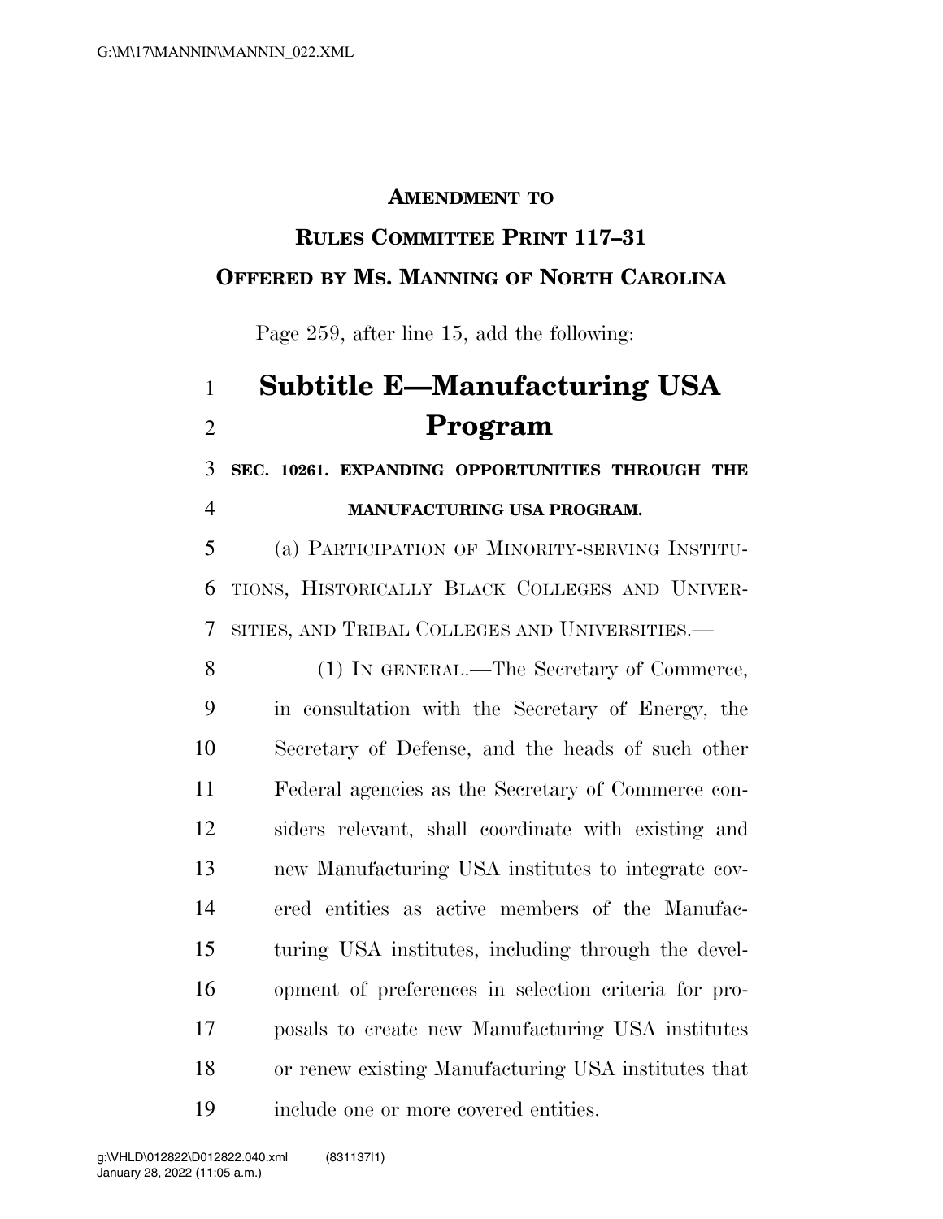**AMENDMENT TO**

**RULES COMMITTEE PRINT 117–31**

**OFFERED BY MS. MANNING OF NORTH CAROLINA**

Page 259, after line 15, add the following:

# Subtitle E—Manufacturing USA Program

**SEC. 10261. EXPANDING OPPORTUNITIES THROUGH THE MANUFACTURING USA PROGRAM.**

(a) PARTICIPATION OF MINORITY-SERVING INSTITUTIONS, HISTORICALLY BLACK COLLEGES AND UNIVERSITIES, AND TRIBAL COLLEGES AND UNIVERSITIES.—

(1) IN GENERAL.—The Secretary of Commerce, in consultation with the Secretary of Energy, the Secretary of Defense, and the heads of such other Federal agencies as the Secretary of Commerce considers relevant, shall coordinate with existing and new Manufacturing USA institutes to integrate covered entities as active members of the Manufacturing USA institutes, including through the development of preferences in selection criteria for proposals to create new Manufacturing USA institutes or renew existing Manufacturing USA institutes that include one or more covered entities.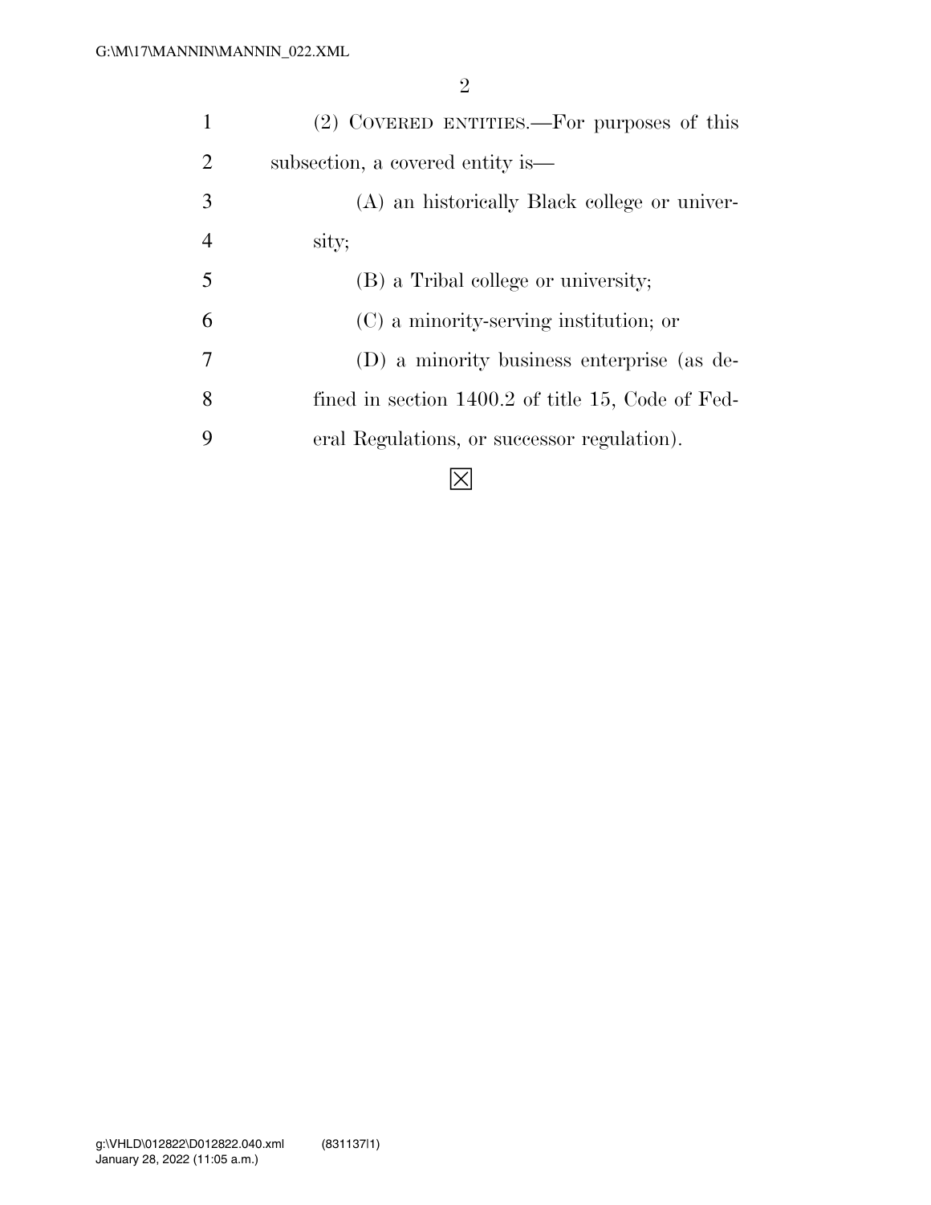(2) COVERED ENTITIES.—For purposes of this subsection, a covered entity is—

(A) an historically Black college or university;

(B) a Tribal college or university;

(C) a minority-serving institution; or

(D) a minority business enterprise (as defined in section 1400.2 of title 15, Code of Federal Regulations, or successor regulation).